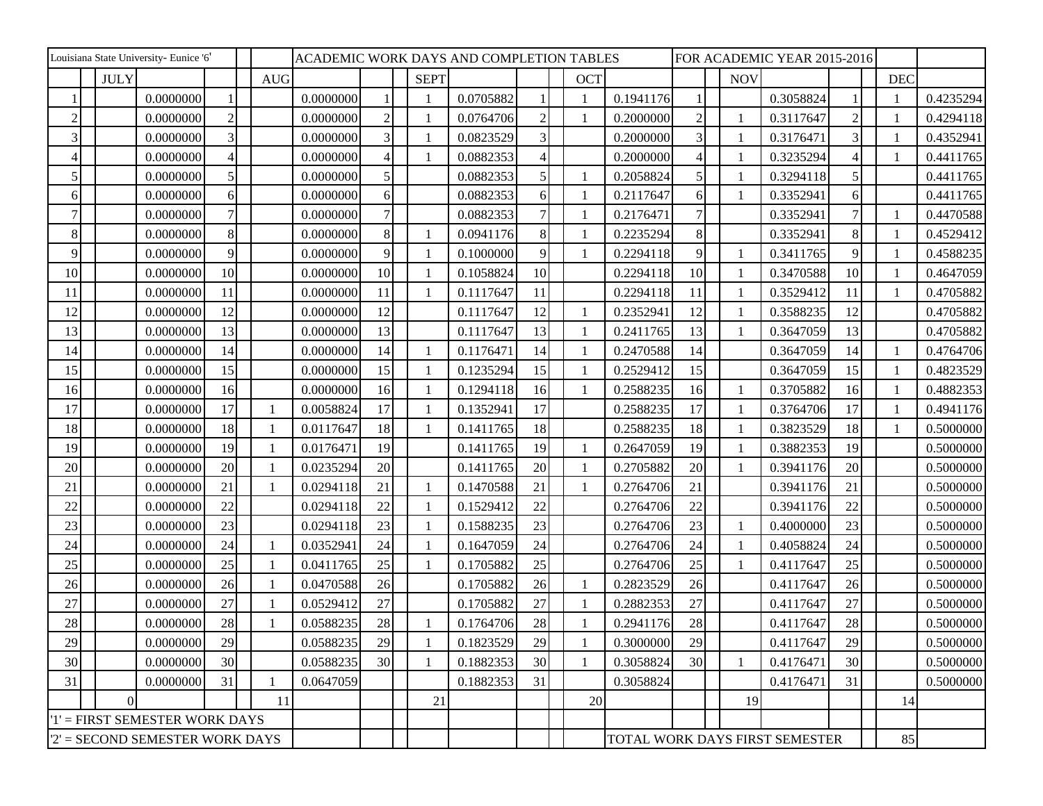| Louisiana State University- Eunice '6' | | | | | ACADEMIC WORK DAYS AND COMPLETION TABLES | | | | | | | FOR ACADEMIC YEAR 2015-2016 | | | | | |
|---|---|---|---|---|---|---|---|---|---|---|---|---|---|---|---|---|---|
| | JULY | | | AUG | | | SEPT | | | OCT | | | NOV | | | DEC | |
| 1 | | 0.0000000 | 1 | | 0.0000000 | 1 | 1 | 0.0705882 | 1 | 1 | 0.1941176 | 1 | | 0.3058824 | 1 | 1 | 0.4235294 |
| 2 | | 0.0000000 | 2 | | 0.0000000 | 2 | 1 | 0.0764706 | 2 | 1 | 0.2000000 | 2 | 1 | 0.3117647 | 2 | 1 | 0.4294118 |
| 3 | | 0.0000000 | 3 | | 0.0000000 | 3 | 1 | 0.0823529 | 3 | | 0.2000000 | 3 | 1 | 0.3176471 | 3 | 1 | 0.4352941 |
| 4 | | 0.0000000 | 4 | | 0.0000000 | 4 | 1 | 0.0882353 | 4 | | 0.2000000 | 4 | 1 | 0.3235294 | 4 | 1 | 0.4411765 |
| 5 | | 0.0000000 | 5 | | 0.0000000 | 5 | | 0.0882353 | 5 | 1 | 0.2058824 | 5 | 1 | 0.3294118 | 5 | | 0.4411765 |
| 6 | | 0.0000000 | 6 | | 0.0000000 | 6 | | 0.0882353 | 6 | 1 | 0.2117647 | 6 | 1 | 0.3352941 | 6 | | 0.4411765 |
| 7 | | 0.0000000 | 7 | | 0.0000000 | 7 | | 0.0882353 | 7 | 1 | 0.2176471 | 7 | | 0.3352941 | 7 | 1 | 0.4470588 |
| 8 | | 0.0000000 | 8 | | 0.0000000 | 8 | 1 | 0.0941176 | 8 | 1 | 0.2235294 | 8 | | 0.3352941 | 8 | 1 | 0.4529412 |
| 9 | | 0.0000000 | 9 | | 0.0000000 | 9 | 1 | 0.1000000 | 9 | 1 | 0.2294118 | 9 | 1 | 0.3411765 | 9 | 1 | 0.4588235 |
| 10 | | 0.0000000 | 10 | | 0.0000000 | 10 | 1 | 0.1058824 | 10 | | 0.2294118 | 10 | 1 | 0.3470588 | 10 | 1 | 0.4647059 |
| 11 | | 0.0000000 | 11 | | 0.0000000 | 11 | 1 | 0.1117647 | 11 | | 0.2294118 | 11 | 1 | 0.3529412 | 11 | 1 | 0.4705882 |
| 12 | | 0.0000000 | 12 | | 0.0000000 | 12 | | 0.1117647 | 12 | 1 | 0.2352941 | 12 | 1 | 0.3588235 | 12 | | 0.4705882 |
| 13 | | 0.0000000 | 13 | | 0.0000000 | 13 | | 0.1117647 | 13 | 1 | 0.2411765 | 13 | 1 | 0.3647059 | 13 | | 0.4705882 |
| 14 | | 0.0000000 | 14 | | 0.0000000 | 14 | 1 | 0.1176471 | 14 | 1 | 0.2470588 | 14 | | 0.3647059 | 14 | 1 | 0.4764706 |
| 15 | | 0.0000000 | 15 | | 0.0000000 | 15 | 1 | 0.1235294 | 15 | 1 | 0.2529412 | 15 | | 0.3647059 | 15 | 1 | 0.4823529 |
| 16 | | 0.0000000 | 16 | | 0.0000000 | 16 | 1 | 0.1294118 | 16 | 1 | 0.2588235 | 16 | 1 | 0.3705882 | 16 | 1 | 0.4882353 |
| 17 | | 0.0000000 | 17 | 1 | 0.0058824 | 17 | 1 | 0.1352941 | 17 | | 0.2588235 | 17 | 1 | 0.3764706 | 17 | 1 | 0.4941176 |
| 18 | | 0.0000000 | 18 | 1 | 0.0117647 | 18 | 1 | 0.1411765 | 18 | | 0.2588235 | 18 | 1 | 0.3823529 | 18 | 1 | 0.5000000 |
| 19 | | 0.0000000 | 19 | 1 | 0.0176471 | 19 | | 0.1411765 | 19 | 1 | 0.2647059 | 19 | 1 | 0.3882353 | 19 | | 0.5000000 |
| 20 | | 0.0000000 | 20 | 1 | 0.0235294 | 20 | | 0.1411765 | 20 | 1 | 0.2705882 | 20 | 1 | 0.3941176 | 20 | | 0.5000000 |
| 21 | | 0.0000000 | 21 | 1 | 0.0294118 | 21 | 1 | 0.1470588 | 21 | 1 | 0.2764706 | 21 | | 0.3941176 | 21 | | 0.5000000 |
| 22 | | 0.0000000 | 22 | | 0.0294118 | 22 | 1 | 0.1529412 | 22 | | 0.2764706 | 22 | | 0.3941176 | 22 | | 0.5000000 |
| 23 | | 0.0000000 | 23 | | 0.0294118 | 23 | 1 | 0.1588235 | 23 | | 0.2764706 | 23 | 1 | 0.4000000 | 23 | | 0.5000000 |
| 24 | | 0.0000000 | 24 | 1 | 0.0352941 | 24 | 1 | 0.1647059 | 24 | | 0.2764706 | 24 | 1 | 0.4058824 | 24 | | 0.5000000 |
| 25 | | 0.0000000 | 25 | 1 | 0.0411765 | 25 | 1 | 0.1705882 | 25 | | 0.2764706 | 25 | 1 | 0.4117647 | 25 | | 0.5000000 |
| 26 | | 0.0000000 | 26 | 1 | 0.0470588 | 26 | | 0.1705882 | 26 | 1 | 0.2823529 | 26 | | 0.4117647 | 26 | | 0.5000000 |
| 27 | | 0.0000000 | 27 | 1 | 0.0529412 | 27 | | 0.1705882 | 27 | 1 | 0.2882353 | 27 | | 0.4117647 | 27 | | 0.5000000 |
| 28 | | 0.0000000 | 28 | 1 | 0.0588235 | 28 | 1 | 0.1764706 | 28 | 1 | 0.2941176 | 28 | | 0.4117647 | 28 | | 0.5000000 |
| 29 | | 0.0000000 | 29 | | 0.0588235 | 29 | 1 | 0.1823529 | 29 | 1 | 0.3000000 | 29 | | 0.4117647 | 29 | | 0.5000000 |
| 30 | | 0.0000000 | 30 | | 0.0588235 | 30 | 1 | 0.1882353 | 30 | 1 | 0.3058824 | 30 | 1 | 0.4176471 | 30 | | 0.5000000 |
| 31 | | 0.0000000 | 31 | 1 | 0.0647059 | | | 0.1882353 | 31 | | 0.3058824 | | | 0.4176471 | 31 | | 0.5000000 |
| | 0 | | | 11 | | | 21 | | | 20 | | | 19 | | | 14 | |
| '1' = FIRST SEMESTER WORK DAYS | | | | | | | | | | | | | | | | | |
| '2' = SECOND SEMESTER WORK DAYS | | | | | | | | | | | TOTAL WORK DAYS FIRST SEMESTER | | | | | 85 | |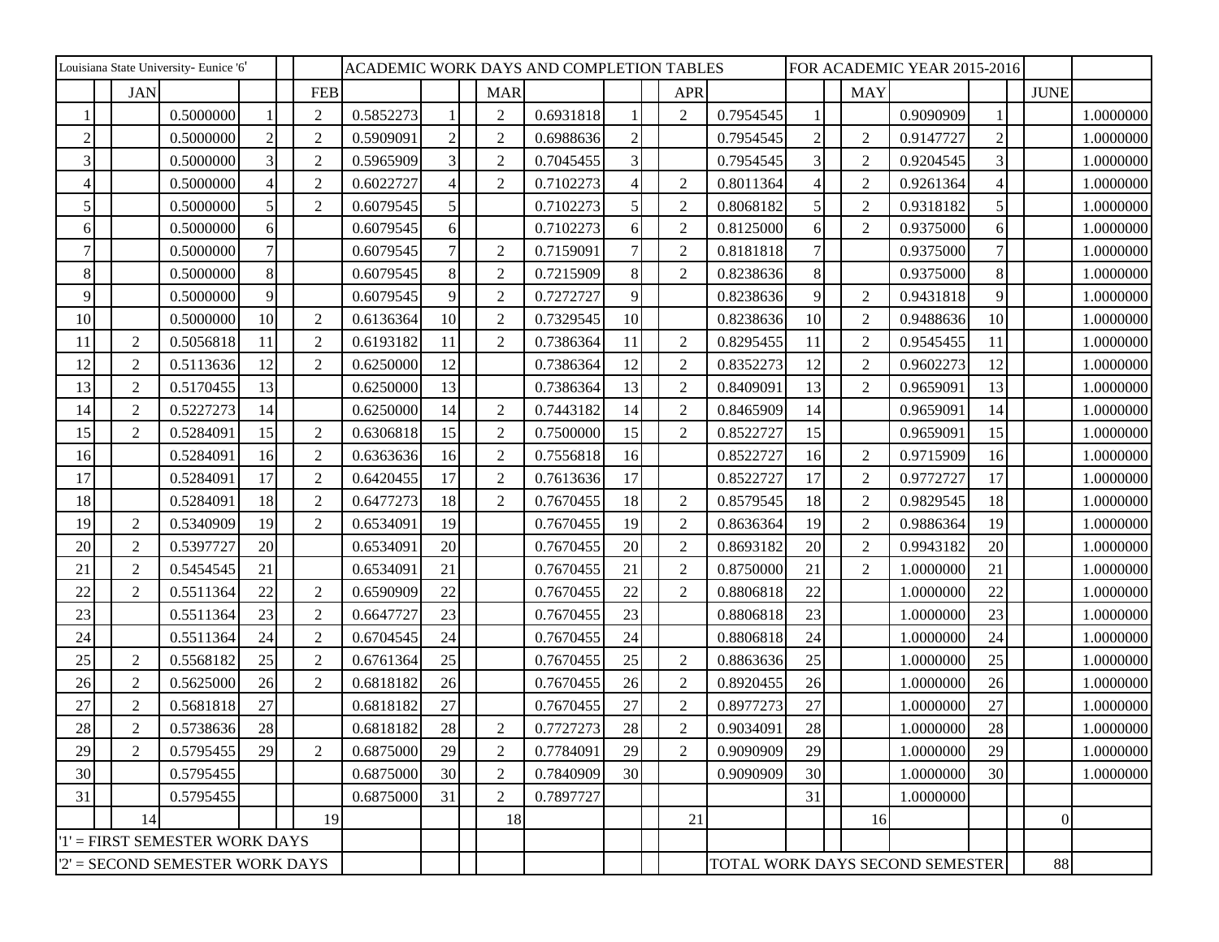| Louisiana State University- Eunice '6' | | | | | | ACADEMIC WORK DAYS AND COMPLETION TABLES | | | | | | | | FOR ACADEMIC YEAR 2015-2016 | | | | | |
|---|---|---|---|---|---|---|---|---|---|---|---|---|---|---|---|---|---|---|---|
| | JAN | | | | FEB | | | | MAR | | | | APR | | | | MAY | | | JUNE | |
| 1 | | 0.5000000 | 1 | | 2 | 0.5852273 | 1 | | 2 | 0.6931818 | 1 | | 2 | 0.7954545 | 1 | | | 0.9090909 | 1 | | 1.0000000 |
| 2 | | 0.5000000 | 2 | | 2 | 0.5909091 | 2 | | 2 | 0.6988636 | 2 | | | 0.7954545 | 2 | | 2 | 0.9147727 | 2 | | 1.0000000 |
| 3 | | 0.5000000 | 3 | | 2 | 0.5965909 | 3 | | 2 | 0.7045455 | 3 | | | 0.7954545 | 3 | | 2 | 0.9204545 | 3 | | 1.0000000 |
| 4 | | 0.5000000 | 4 | | 2 | 0.6022727 | 4 | | 2 | 0.7102273 | 4 | | 2 | 0.8011364 | 4 | | 2 | 0.9261364 | 4 | | 1.0000000 |
| 5 | | 0.5000000 | 5 | | 2 | 0.6079545 | 5 | | | 0.7102273 | 5 | | 2 | 0.8068182 | 5 | | 2 | 0.9318182 | 5 | | 1.0000000 |
| 6 | | 0.5000000 | 6 | | | 0.6079545 | 6 | | | 0.7102273 | 6 | | 2 | 0.8125000 | 6 | | 2 | 0.9375000 | 6 | | 1.0000000 |
| 7 | | 0.5000000 | 7 | | | 0.6079545 | 7 | | 2 | 0.7159091 | 7 | | 2 | 0.8181818 | 7 | | | 0.9375000 | 7 | | 1.0000000 |
| 8 | | 0.5000000 | 8 | | | 0.6079545 | 8 | | 2 | 0.7215909 | 8 | | 2 | 0.8238636 | 8 | | | 0.9375000 | 8 | | 1.0000000 |
| 9 | | 0.5000000 | 9 | | | 0.6079545 | 9 | | 2 | 0.7272727 | 9 | | | 0.8238636 | 9 | | 2 | 0.9431818 | 9 | | 1.0000000 |
| 10 | | 0.5000000 | 10 | | 2 | 0.6136364 | 10 | | 2 | 0.7329545 | 10 | | | 0.8238636 | 10 | | 2 | 0.9488636 | 10 | | 1.0000000 |
| 11 | 2 | 0.5056818 | 11 | | 2 | 0.6193182 | 11 | | 2 | 0.7386364 | 11 | | 2 | 0.8295455 | 11 | | 2 | 0.9545455 | 11 | | 1.0000000 |
| 12 | 2 | 0.5113636 | 12 | | 2 | 0.6250000 | 12 | | | 0.7386364 | 12 | | 2 | 0.8352273 | 12 | | 2 | 0.9602273 | 12 | | 1.0000000 |
| 13 | 2 | 0.5170455 | 13 | | | 0.6250000 | 13 | | | 0.7386364 | 13 | | 2 | 0.8409091 | 13 | | 2 | 0.9659091 | 13 | | 1.0000000 |
| 14 | 2 | 0.5227273 | 14 | | | 0.6250000 | 14 | | 2 | 0.7443182 | 14 | | 2 | 0.8465909 | 14 | | | 0.9659091 | 14 | | 1.0000000 |
| 15 | 2 | 0.5284091 | 15 | | 2 | 0.6306818 | 15 | | 2 | 0.7500000 | 15 | | 2 | 0.8522727 | 15 | | | 0.9659091 | 15 | | 1.0000000 |
| 16 | | 0.5284091 | 16 | | 2 | 0.6363636 | 16 | | 2 | 0.7556818 | 16 | | | 0.8522727 | 16 | | 2 | 0.9715909 | 16 | | 1.0000000 |
| 17 | | 0.5284091 | 17 | | 2 | 0.6420455 | 17 | | 2 | 0.7613636 | 17 | | | 0.8522727 | 17 | | 2 | 0.9772727 | 17 | | 1.0000000 |
| 18 | | 0.5284091 | 18 | | 2 | 0.6477273 | 18 | | 2 | 0.7670455 | 18 | | 2 | 0.8579545 | 18 | | 2 | 0.9829545 | 18 | | 1.0000000 |
| 19 | 2 | 0.5340909 | 19 | | 2 | 0.6534091 | 19 | | | 0.7670455 | 19 | | 2 | 0.8636364 | 19 | | 2 | 0.9886364 | 19 | | 1.0000000 |
| 20 | 2 | 0.5397727 | 20 | | | 0.6534091 | 20 | | | 0.7670455 | 20 | | 2 | 0.8693182 | 20 | | 2 | 0.9943182 | 20 | | 1.0000000 |
| 21 | 2 | 0.5454545 | 21 | | | 0.6534091 | 21 | | | 0.7670455 | 21 | | 2 | 0.8750000 | 21 | | 2 | 1.0000000 | 21 | | 1.0000000 |
| 22 | 2 | 0.5511364 | 22 | | 2 | 0.6590909 | 22 | | | 0.7670455 | 22 | | 2 | 0.8806818 | 22 | | | 1.0000000 | 22 | | 1.0000000 |
| 23 | | 0.5511364 | 23 | | 2 | 0.6647727 | 23 | | | 0.7670455 | 23 | | | 0.8806818 | 23 | | | 1.0000000 | 23 | | 1.0000000 |
| 24 | | 0.5511364 | 24 | | 2 | 0.6704545 | 24 | | | 0.7670455 | 24 | | | 0.8806818 | 24 | | | 1.0000000 | 24 | | 1.0000000 |
| 25 | 2 | 0.5568182 | 25 | | 2 | 0.6761364 | 25 | | | 0.7670455 | 25 | | 2 | 0.8863636 | 25 | | | 1.0000000 | 25 | | 1.0000000 |
| 26 | 2 | 0.5625000 | 26 | | 2 | 0.6818182 | 26 | | | 0.7670455 | 26 | | 2 | 0.8920455 | 26 | | | 1.0000000 | 26 | | 1.0000000 |
| 27 | 2 | 0.5681818 | 27 | | | 0.6818182 | 27 | | | 0.7670455 | 27 | | 2 | 0.8977273 | 27 | | | 1.0000000 | 27 | | 1.0000000 |
| 28 | 2 | 0.5738636 | 28 | | | 0.6818182 | 28 | | 2 | 0.7727273 | 28 | | 2 | 0.9034091 | 28 | | | 1.0000000 | 28 | | 1.0000000 |
| 29 | 2 | 0.5795455 | 29 | | 2 | 0.6875000 | 29 | | 2 | 0.7784091 | 29 | | 2 | 0.9090909 | 29 | | | 1.0000000 | 29 | | 1.0000000 |
| 30 | | 0.5795455 | | | | 0.6875000 | 30 | | 2 | 0.7840909 | 30 | | | 0.9090909 | 30 | | | 1.0000000 | 30 | | 1.0000000 |
| 31 | | 0.5795455 | | | | 0.6875000 | 31 | | 2 | 0.7897727 | | | | | 31 | | | 1.0000000 | | | |
| | 14 | | | | 19 | | | | 18 | | | | 21 | | | | 16 | | | 0 | |
| '1' = FIRST SEMESTER WORK DAYS | | | | | | | | | | | | | | | | | | | | | |
| '2' = SECOND SEMESTER WORK DAYS | | | | | | | | | | | | | | TOTAL WORK DAYS SECOND SEMESTER | | | | | | 88 | |